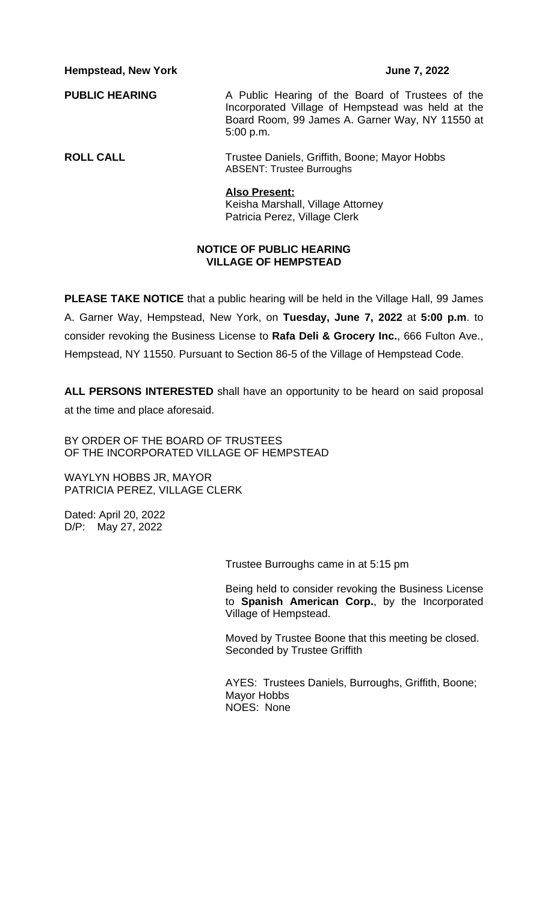**Hempstead, New York** **June 7, 2022**

**PUBLIC HEARING**

A Public Hearing of the Board of Trustees of the Incorporated Village of Hempstead was held at the Board Room, 99 James A. Garner Way, NY 11550 at 5:00 p.m.

**ROLL CALL**

Trustee Daniels, Griffith, Boone; Mayor Hobbs
ABSENT: Trustee Burroughs

**Also Present:**
Keisha Marshall, Village Attorney
Patricia Perez, Village Clerk

## NOTICE OF PUBLIC HEARING
## VILLAGE OF HEMPSTEAD

**PLEASE TAKE NOTICE** that a public hearing will be held in the Village Hall, 99 James A. Garner Way, Hempstead, New York, on **Tuesday, June 7, 2022** at **5:00 p.m**. to consider revoking the Business License to **Rafa Deli & Grocery Inc.**, 666 Fulton Ave., Hempstead, NY 11550. Pursuant to Section 86-5 of the Village of Hempstead Code.

**ALL PERSONS INTERESTED** shall have an opportunity to be heard on said proposal at the time and place aforesaid.

BY ORDER OF THE BOARD OF TRUSTEES
OF THE INCORPORATED VILLAGE OF HEMPSTEAD

WAYLYN HOBBS JR, MAYOR
PATRICIA PEREZ, VILLAGE CLERK

Dated: April 20, 2022
D/P: May 27, 2022

Trustee Burroughs came in at 5:15 pm

Being held to consider revoking the Business License to **Spanish American Corp.**, by the Incorporated Village of Hempstead.

Moved by Trustee Boone that this meeting be closed.
Seconded by Trustee Griffith

AYES: Trustees Daniels, Burroughs, Griffith, Boone; Mayor Hobbs
NOES: None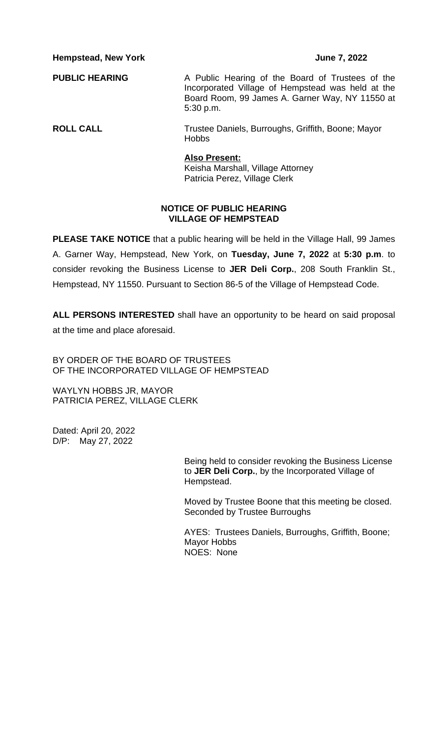**Hempstead, New York** **June 7, 2022**

**PUBLIC HEARING**

A Public Hearing of the Board of Trustees of the Incorporated Village of Hempstead was held at the Board Room, 99 James A. Garner Way, NY 11550 at 5:30 p.m.

**ROLL CALL**

Trustee Daniels, Burroughs, Griffith, Boone; Mayor Hobbs

**Also Present:**
Keisha Marshall, Village Attorney
Patricia Perez, Village Clerk

**NOTICE OF PUBLIC HEARING**
**VILLAGE OF HEMPSTEAD**

**PLEASE TAKE NOTICE** that a public hearing will be held in the Village Hall, 99 James A. Garner Way, Hempstead, New York, on **Tuesday, June 7, 2022** at **5:30 p.m**. to consider revoking the Business License to **JER Deli Corp.**, 208 South Franklin St., Hempstead, NY 11550. Pursuant to Section 86-5 of the Village of Hempstead Code.

**ALL PERSONS INTERESTED** shall have an opportunity to be heard on said proposal at the time and place aforesaid.

BY ORDER OF THE BOARD OF TRUSTEES
OF THE INCORPORATED VILLAGE OF HEMPSTEAD

WAYLYN HOBBS JR, MAYOR
PATRICIA PEREZ, VILLAGE CLERK

Dated: April 20, 2022
D/P: May 27, 2022

Being held to consider revoking the Business License to **JER Deli Corp.**, by the Incorporated Village of Hempstead.

Moved by Trustee Boone that this meeting be closed.
Seconded by Trustee Burroughs

AYES: Trustees Daniels, Burroughs, Griffith, Boone; Mayor Hobbs
NOES: None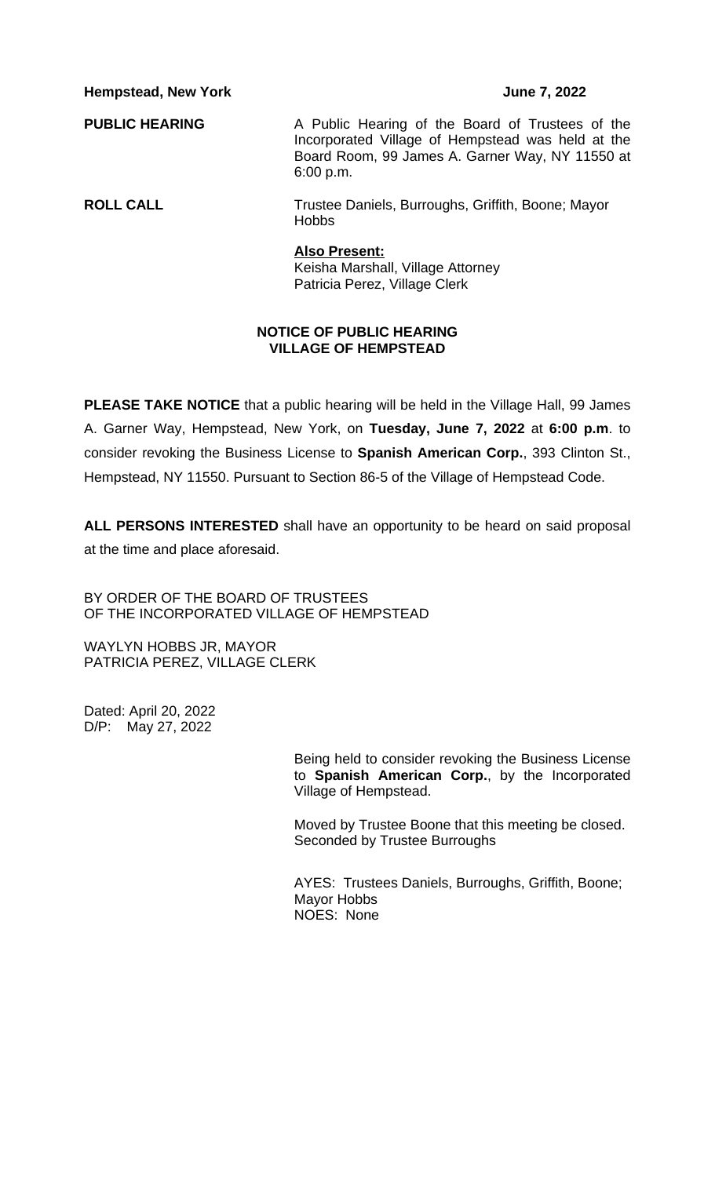**Hempstead, New York** **June 7, 2022**

**PUBLIC HEARING**

A Public Hearing of the Board of Trustees of the Incorporated Village of Hempstead was held at the Board Room, 99 James A. Garner Way, NY 11550 at 6:00 p.m.

**ROLL CALL**

Trustee Daniels, Burroughs, Griffith, Boone; Mayor Hobbs

**Also Present:**
Keisha Marshall, Village Attorney
Patricia Perez, Village Clerk

**NOTICE OF PUBLIC HEARING**
**VILLAGE OF HEMPSTEAD**

**PLEASE TAKE NOTICE** that a public hearing will be held in the Village Hall, 99 James A. Garner Way, Hempstead, New York, on **Tuesday, June 7, 2022** at **6:00 p.m**. to consider revoking the Business License to **Spanish American Corp.**, 393 Clinton St., Hempstead, NY 11550. Pursuant to Section 86-5 of the Village of Hempstead Code.

**ALL PERSONS INTERESTED** shall have an opportunity to be heard on said proposal at the time and place aforesaid.

BY ORDER OF THE BOARD OF TRUSTEES
OF THE INCORPORATED VILLAGE OF HEMPSTEAD

WAYLYN HOBBS JR, MAYOR
PATRICIA PEREZ, VILLAGE CLERK

Dated: April 20, 2022
D/P: May 27, 2022

Being held to consider revoking the Business License to **Spanish American Corp.**, by the Incorporated Village of Hempstead.

Moved by Trustee Boone that this meeting be closed.
Seconded by Trustee Burroughs

AYES: Trustees Daniels, Burroughs, Griffith, Boone; Mayor Hobbs
NOES: None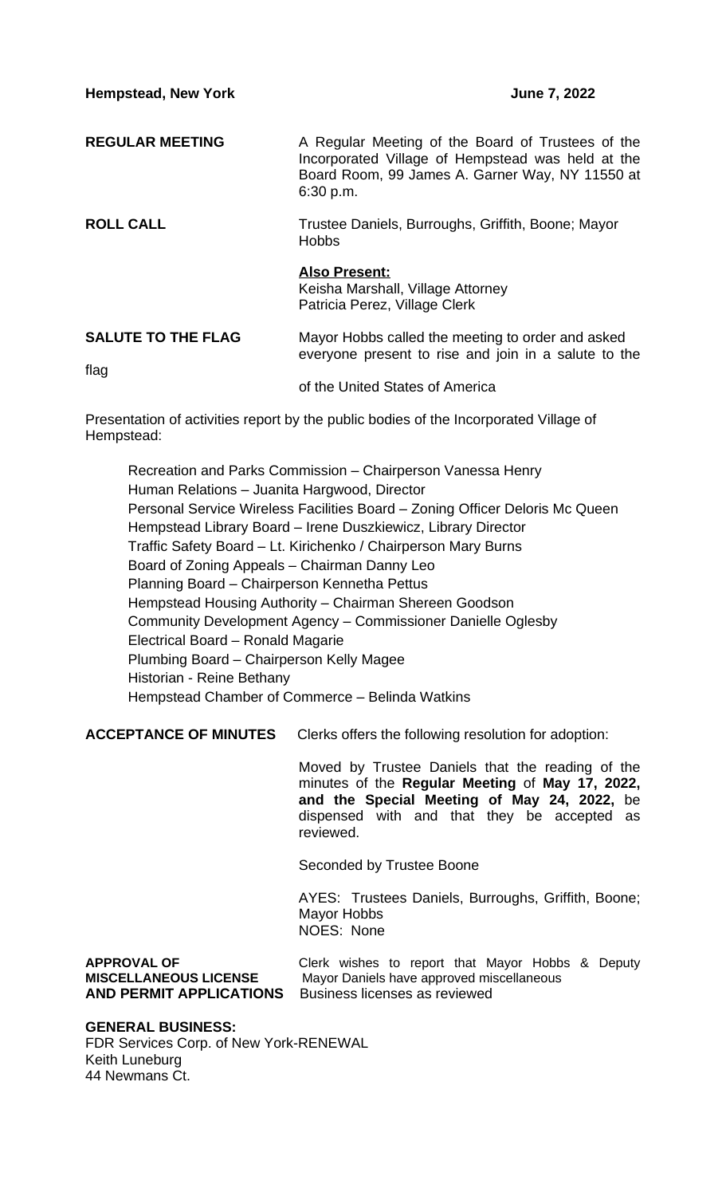**Hempstead, New York** **June 7, 2022**

**REGULAR MEETING** A Regular Meeting of the Board of Trustees of the Incorporated Village of Hempstead was held at the Board Room, 99 James A. Garner Way, NY 11550 at 6:30 p.m.

**ROLL CALL** Trustee Daniels, Burroughs, Griffith, Boone; Mayor Hobbs

**Also Present:**
Keisha Marshall, Village Attorney
Patricia Perez, Village Clerk

**SALUTE TO THE FLAG** Mayor Hobbs called the meeting to order and asked everyone present to rise and join in a salute to the flag of the United States of America

Presentation of activities report by the public bodies of the Incorporated Village of Hempstead:

Recreation and Parks Commission – Chairperson Vanessa Henry
Human Relations – Juanita Hargwood, Director
Personal Service Wireless Facilities Board – Zoning Officer Deloris Mc Queen
Hempstead Library Board – Irene Duszkiewicz, Library Director
Traffic Safety Board – Lt. Kirichenko / Chairperson Mary Burns
Board of Zoning Appeals – Chairman Danny Leo
Planning Board – Chairperson Kennetha Pettus
Hempstead Housing Authority – Chairman Shereen Goodson
Community Development Agency – Commissioner Danielle Oglesby
Electrical Board – Ronald Magarie
Plumbing Board – Chairperson Kelly Magee
Historian - Reine Bethany
Hempstead Chamber of Commerce – Belinda Watkins

**ACCEPTANCE OF MINUTES** Clerks offers the following resolution for adoption:

Moved by Trustee Daniels that the reading of the minutes of the **Regular Meeting** of **May 17, 2022, and the Special Meeting of May 24, 2022,** be dispensed with and that they be accepted as reviewed.

Seconded by Trustee Boone

AYES: Trustees Daniels, Burroughs, Griffith, Boone; Mayor Hobbs
NOES: None

**APPROVAL OF MISCELLANEOUS LICENSE AND PERMIT APPLICATIONS** Clerk wishes to report that Mayor Hobbs & Deputy Mayor Daniels have approved miscellaneous Business licenses as reviewed

**GENERAL BUSINESS:**
FDR Services Corp. of New York-RENEWAL
Keith Luneburg
44 Newmans Ct.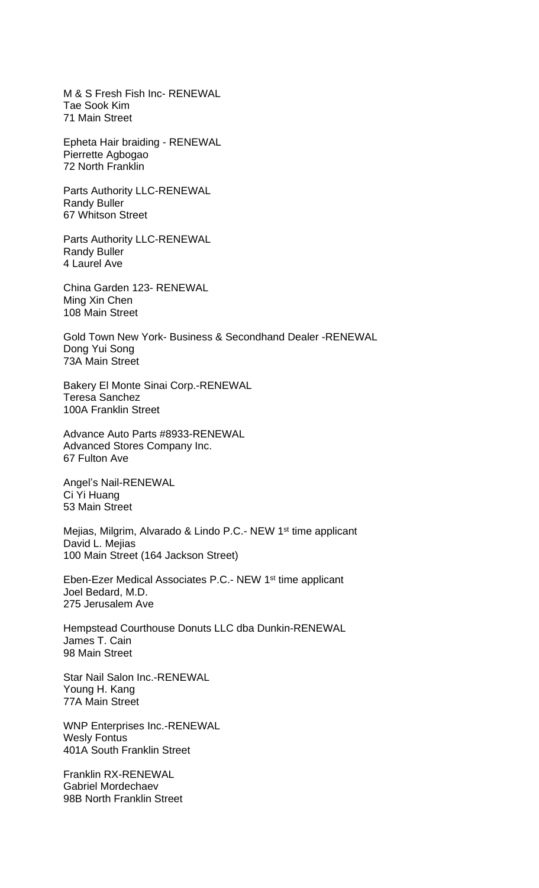M & S Fresh Fish Inc- RENEWAL
Tae Sook Kim
71 Main Street

Epheta Hair braiding - RENEWAL
Pierrette Agbogao
72 North Franklin

Parts Authority LLC-RENEWAL
Randy Buller
67 Whitson Street

Parts Authority LLC-RENEWAL
Randy Buller
4 Laurel Ave

China Garden 123- RENEWAL
Ming Xin Chen
108 Main Street

Gold Town New York- Business & Secondhand Dealer -RENEWAL
Dong Yui Song
73A Main Street

Bakery El Monte Sinai Corp.-RENEWAL
Teresa Sanchez
100A Franklin Street

Advance Auto Parts #8933-RENEWAL
Advanced Stores Company Inc.
67 Fulton Ave

Angel's Nail-RENEWAL
Ci Yi Huang
53 Main Street

Mejias, Milgrim, Alvarado & Lindo P.C.- NEW 1st time applicant
David L. Mejias
100 Main Street (164 Jackson Street)

Eben-Ezer Medical Associates P.C.- NEW 1st time applicant
Joel Bedard, M.D.
275 Jerusalem Ave

Hempstead Courthouse Donuts LLC dba Dunkin-RENEWAL
James T. Cain
98 Main Street

Star Nail Salon Inc.-RENEWAL
Young H. Kang
77A Main Street

WNP Enterprises Inc.-RENEWAL
Wesly Fontus
401A South Franklin Street

Franklin RX-RENEWAL
Gabriel Mordechaev
98B North Franklin Street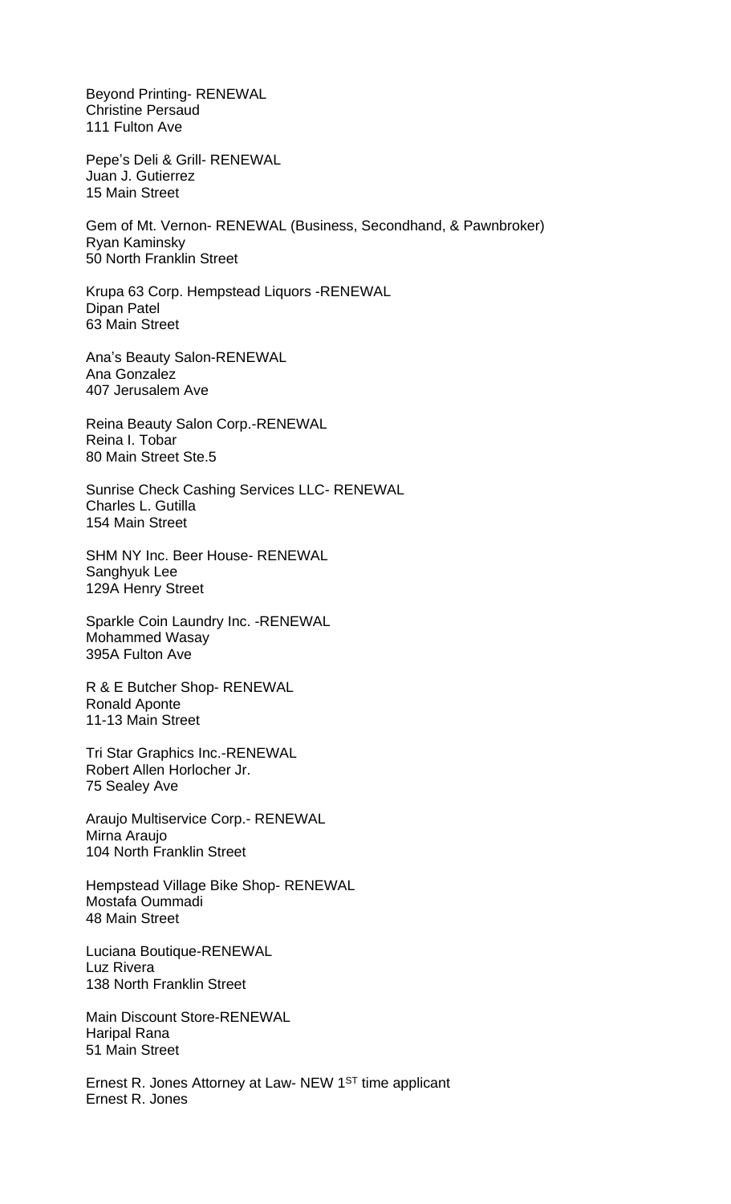Beyond Printing- RENEWAL
Christine Persaud
111 Fulton Ave

Pepe's Deli & Grill- RENEWAL
Juan J. Gutierrez
15 Main Street

Gem of Mt. Vernon- RENEWAL (Business, Secondhand, & Pawnbroker)
Ryan Kaminsky
50 North Franklin Street

Krupa 63 Corp. Hempstead Liquors -RENEWAL
Dipan Patel
63 Main Street

Ana's Beauty Salon-RENEWAL
Ana Gonzalez
407 Jerusalem Ave

Reina Beauty Salon Corp.-RENEWAL
Reina I. Tobar
80 Main Street Ste.5

Sunrise Check Cashing Services LLC- RENEWAL
Charles L. Gutilla
154 Main Street

SHM NY Inc. Beer House- RENEWAL
Sanghyuk Lee
129A Henry Street

Sparkle Coin Laundry Inc. -RENEWAL
Mohammed Wasay
395A Fulton Ave

R & E Butcher Shop- RENEWAL
Ronald Aponte
11-13 Main Street

Tri Star Graphics Inc.-RENEWAL
Robert Allen Horlocher Jr.
75 Sealey Ave

Araujo Multiservice Corp.- RENEWAL
Mirna Araujo
104 North Franklin Street

Hempstead Village Bike Shop- RENEWAL
Mostafa Oummadi
48 Main Street

Luciana Boutique-RENEWAL
Luz Rivera
138 North Franklin Street

Main Discount Store-RENEWAL
Haripal Rana
51 Main Street

Ernest R. Jones Attorney at Law- NEW 1ST time applicant
Ernest R. Jones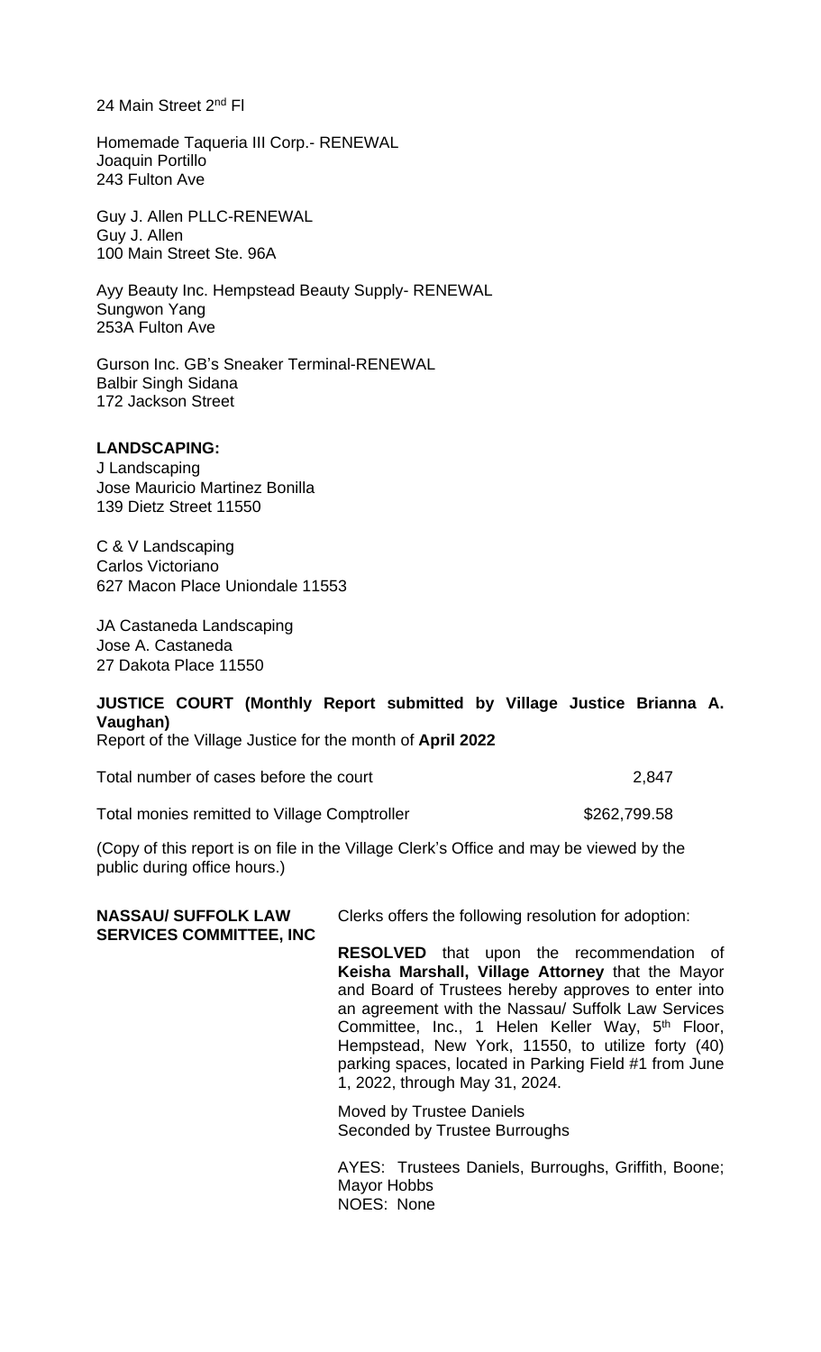24 Main Street 2nd Fl

Homemade Taqueria III Corp.- RENEWAL
Joaquin Portillo
243 Fulton Ave

Guy J. Allen PLLC-RENEWAL
Guy J. Allen
100 Main Street Ste. 96A

Ayy Beauty Inc. Hempstead Beauty Supply- RENEWAL
Sungwon Yang
253A Fulton Ave

Gurson Inc. GB's Sneaker Terminal-RENEWAL
Balbir Singh Sidana
172 Jackson Street

**LANDSCAPING:**
J Landscaping
Jose Mauricio Martinez Bonilla
139 Dietz Street 11550

C & V Landscaping
Carlos Victoriano
627 Macon Place Uniondale 11553

JA Castaneda Landscaping
Jose A. Castaneda
27 Dakota Place 11550

**JUSTICE COURT (Monthly Report submitted by Village Justice Brianna A. Vaughan)**
Report of the Village Justice for the month of **April 2022**

Total number of cases before the court 2,847

Total monies remitted to Village Comptroller $262,799.58

(Copy of this report is on file in the Village Clerk's Office and may be viewed by the public during office hours.)

**NASSAU/ SUFFOLK LAW SERVICES COMMITTEE, INC**

Clerks offers the following resolution for adoption:

**RESOLVED** that upon the recommendation of **Keisha Marshall, Village Attorney** that the Mayor and Board of Trustees hereby approves to enter into an agreement with the Nassau/ Suffolk Law Services Committee, Inc., 1 Helen Keller Way, 5th Floor, Hempstead, New York, 11550, to utilize forty (40) parking spaces, located in Parking Field #1 from June 1, 2022, through May 31, 2024.

Moved by Trustee Daniels
Seconded by Trustee Burroughs

AYES: Trustees Daniels, Burroughs, Griffith, Boone; Mayor Hobbs
NOES: None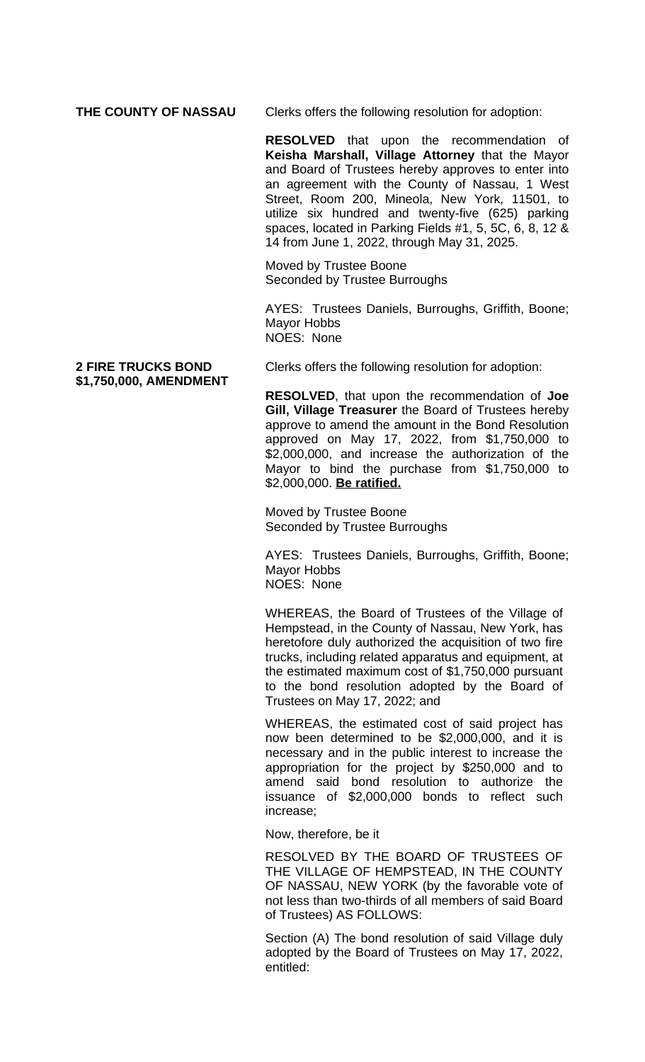**THE COUNTY OF NASSAU**

Clerks offers the following resolution for adoption:

**RESOLVED** that upon the recommendation of **Keisha Marshall, Village Attorney** that the Mayor and Board of Trustees hereby approves to enter into an agreement with the County of Nassau, 1 West Street, Room 200, Mineola, New York, 11501, to utilize six hundred and twenty-five (625) parking spaces, located in Parking Fields #1, 5, 5C, 6, 8, 12 & 14 from June 1, 2022, through May 31, 2025.

Moved by Trustee Boone
Seconded by Trustee Burroughs

AYES: Trustees Daniels, Burroughs, Griffith, Boone; Mayor Hobbs
NOES: None

**2 FIRE TRUCKS BOND $1,750,000, AMENDMENT**

Clerks offers the following resolution for adoption:

**RESOLVED**, that upon the recommendation of **Joe Gill, Village Treasurer** the Board of Trustees hereby approve to amend the amount in the Bond Resolution approved on May 17, 2022, from $1,750,000 to $2,000,000, and increase the authorization of the Mayor to bind the purchase from $1,750,000 to $2,000,000. **Be ratified.**

Moved by Trustee Boone
Seconded by Trustee Burroughs

AYES: Trustees Daniels, Burroughs, Griffith, Boone; Mayor Hobbs
NOES: None

WHEREAS, the Board of Trustees of the Village of Hempstead, in the County of Nassau, New York, has heretofore duly authorized the acquisition of two fire trucks, including related apparatus and equipment, at the estimated maximum cost of $1,750,000 pursuant to the bond resolution adopted by the Board of Trustees on May 17, 2022; and

WHEREAS, the estimated cost of said project has now been determined to be $2,000,000, and it is necessary and in the public interest to increase the appropriation for the project by $250,000 and to amend said bond resolution to authorize the issuance of $2,000,000 bonds to reflect such increase;

Now, therefore, be it

RESOLVED BY THE BOARD OF TRUSTEES OF THE VILLAGE OF HEMPSTEAD, IN THE COUNTY OF NASSAU, NEW YORK (by the favorable vote of not less than two-thirds of all members of said Board of Trustees) AS FOLLOWS:

Section (A) The bond resolution of said Village duly adopted by the Board of Trustees on May 17, 2022, entitled: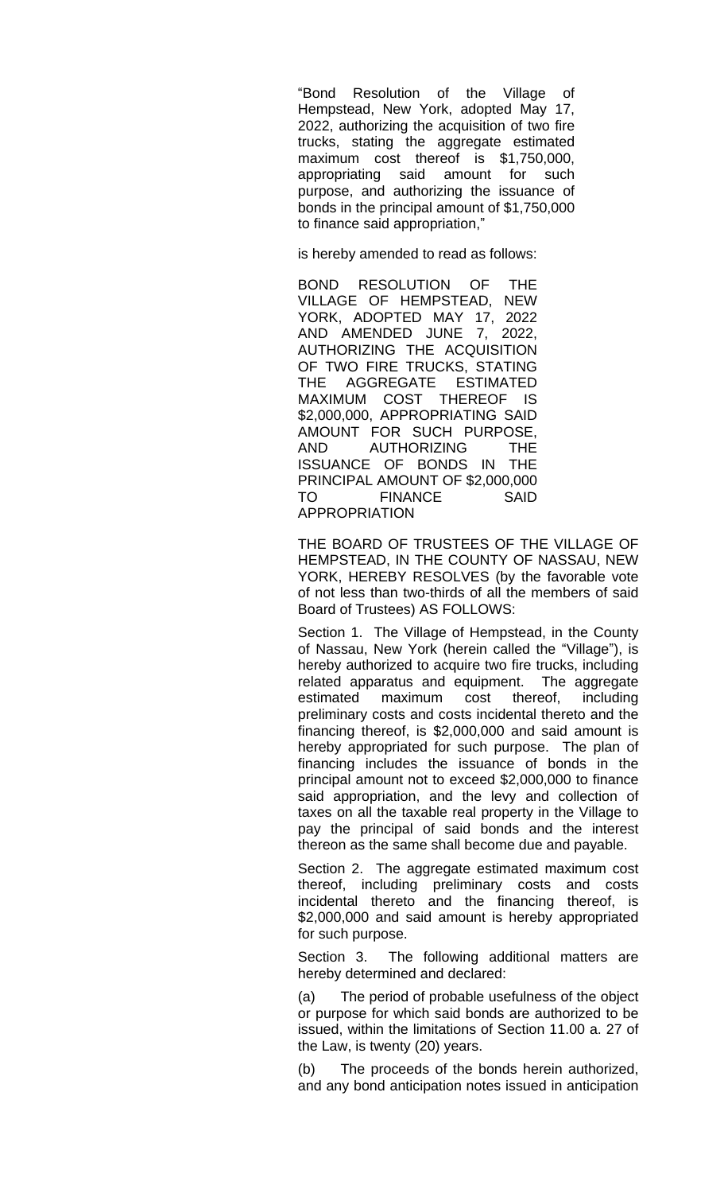"Bond Resolution of the Village of Hempstead, New York, adopted May 17, 2022, authorizing the acquisition of two fire trucks, stating the aggregate estimated maximum cost thereof is $1,750,000, appropriating said amount for such purpose, and authorizing the issuance of bonds in the principal amount of $1,750,000 to finance said appropriation,"

is hereby amended to read as follows:

BOND RESOLUTION OF THE VILLAGE OF HEMPSTEAD, NEW YORK, ADOPTED MAY 17, 2022 AND AMENDED JUNE 7, 2022, AUTHORIZING THE ACQUISITION OF TWO FIRE TRUCKS, STATING THE AGGREGATE ESTIMATED MAXIMUM COST THEREOF IS $2,000,000, APPROPRIATING SAID AMOUNT FOR SUCH PURPOSE, AND AUTHORIZING THE ISSUANCE OF BONDS IN THE PRINCIPAL AMOUNT OF $2,000,000 TO FINANCE SAID APPROPRIATION

THE BOARD OF TRUSTEES OF THE VILLAGE OF HEMPSTEAD, IN THE COUNTY OF NASSAU, NEW YORK, HEREBY RESOLVES (by the favorable vote of not less than two-thirds of all the members of said Board of Trustees) AS FOLLOWS:

Section 1. The Village of Hempstead, in the County of Nassau, New York (herein called the "Village"), is hereby authorized to acquire two fire trucks, including related apparatus and equipment. The aggregate estimated maximum cost thereof, including preliminary costs and costs incidental thereto and the financing thereof, is $2,000,000 and said amount is hereby appropriated for such purpose. The plan of financing includes the issuance of bonds in the principal amount not to exceed $2,000,000 to finance said appropriation, and the levy and collection of taxes on all the taxable real property in the Village to pay the principal of said bonds and the interest thereon as the same shall become due and payable.

Section 2. The aggregate estimated maximum cost thereof, including preliminary costs and costs incidental thereto and the financing thereof, is $2,000,000 and said amount is hereby appropriated for such purpose.

Section 3. The following additional matters are hereby determined and declared:

(a) The period of probable usefulness of the object or purpose for which said bonds are authorized to be issued, within the limitations of Section 11.00 a. 27 of the Law, is twenty (20) years.

(b) The proceeds of the bonds herein authorized, and any bond anticipation notes issued in anticipation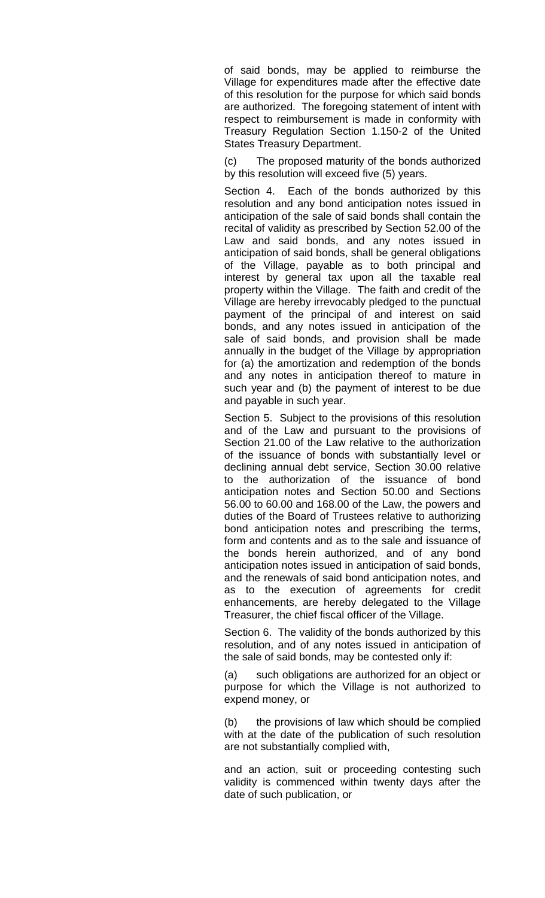of said bonds, may be applied to reimburse the Village for expenditures made after the effective date of this resolution for the purpose for which said bonds are authorized. The foregoing statement of intent with respect to reimbursement is made in conformity with Treasury Regulation Section 1.150-2 of the United States Treasury Department.

(c) The proposed maturity of the bonds authorized by this resolution will exceed five (5) years.

Section 4. Each of the bonds authorized by this resolution and any bond anticipation notes issued in anticipation of the sale of said bonds shall contain the recital of validity as prescribed by Section 52.00 of the Law and said bonds, and any notes issued in anticipation of said bonds, shall be general obligations of the Village, payable as to both principal and interest by general tax upon all the taxable real property within the Village. The faith and credit of the Village are hereby irrevocably pledged to the punctual payment of the principal of and interest on said bonds, and any notes issued in anticipation of the sale of said bonds, and provision shall be made annually in the budget of the Village by appropriation for (a) the amortization and redemption of the bonds and any notes in anticipation thereof to mature in such year and (b) the payment of interest to be due and payable in such year.

Section 5. Subject to the provisions of this resolution and of the Law and pursuant to the provisions of Section 21.00 of the Law relative to the authorization of the issuance of bonds with substantially level or declining annual debt service, Section 30.00 relative to the authorization of the issuance of bond anticipation notes and Section 50.00 and Sections 56.00 to 60.00 and 168.00 of the Law, the powers and duties of the Board of Trustees relative to authorizing bond anticipation notes and prescribing the terms, form and contents and as to the sale and issuance of the bonds herein authorized, and of any bond anticipation notes issued in anticipation of said bonds, and the renewals of said bond anticipation notes, and as to the execution of agreements for credit enhancements, are hereby delegated to the Village Treasurer, the chief fiscal officer of the Village.

Section 6. The validity of the bonds authorized by this resolution, and of any notes issued in anticipation of the sale of said bonds, may be contested only if:

(a) such obligations are authorized for an object or purpose for which the Village is not authorized to expend money, or

(b) the provisions of law which should be complied with at the date of the publication of such resolution are not substantially complied with,

and an action, suit or proceeding contesting such validity is commenced within twenty days after the date of such publication, or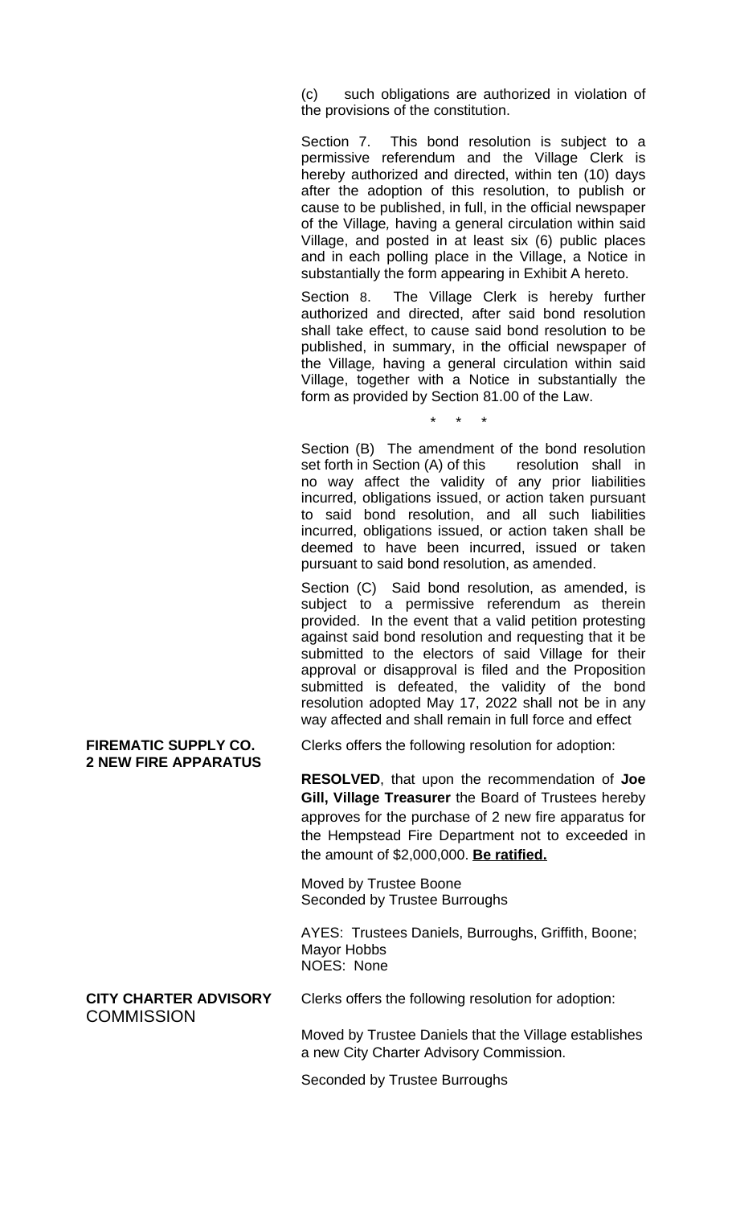(c) such obligations are authorized in violation of the provisions of the constitution.

Section 7. This bond resolution is subject to a permissive referendum and the Village Clerk is hereby authorized and directed, within ten (10) days after the adoption of this resolution, to publish or cause to be published, in full, in the official newspaper of the Village*,* having a general circulation within said Village, and posted in at least six (6) public places and in each polling place in the Village, a Notice in substantially the form appearing in Exhibit A hereto.

Section 8. The Village Clerk is hereby further authorized and directed, after said bond resolution shall take effect, to cause said bond resolution to be published, in summary, in the official newspaper of the Village*,* having a general circulation within said Village, together with a Notice in substantially the form as provided by Section 81.00 of the Law.

\* \* \*

Section (B) The amendment of the bond resolution set forth in Section (A) of this resolution shall in no way affect the validity of any prior liabilities incurred, obligations issued, or action taken pursuant to said bond resolution, and all such liabilities incurred, obligations issued, or action taken shall be deemed to have been incurred, issued or taken pursuant to said bond resolution, as amended.

Section (C) Said bond resolution, as amended, is subject to a permissive referendum as therein provided. In the event that a valid petition protesting against said bond resolution and requesting that it be submitted to the electors of said Village for their approval or disapproval is filed and the Proposition submitted is defeated, the validity of the bond resolution adopted May 17, 2022 shall not be in any way affected and shall remain in full force and effect

**FIREMATIC SUPPLY CO.**
**2 NEW FIRE APPARATUS**

Clerks offers the following resolution for adoption:

**RESOLVED**, that upon the recommendation of **Joe Gill, Village Treasurer** the Board of Trustees hereby approves for the purchase of 2 new fire apparatus for the Hempstead Fire Department not to exceeded in the amount of $2,000,000. **Be ratified.**

Moved by Trustee Boone
Seconded by Trustee Burroughs

AYES: Trustees Daniels, Burroughs, Griffith, Boone; Mayor Hobbs
NOES: None

**CITY CHARTER ADVISORY** COMMISSION

Clerks offers the following resolution for adoption:

Moved by Trustee Daniels that the Village establishes a new City Charter Advisory Commission.

Seconded by Trustee Burroughs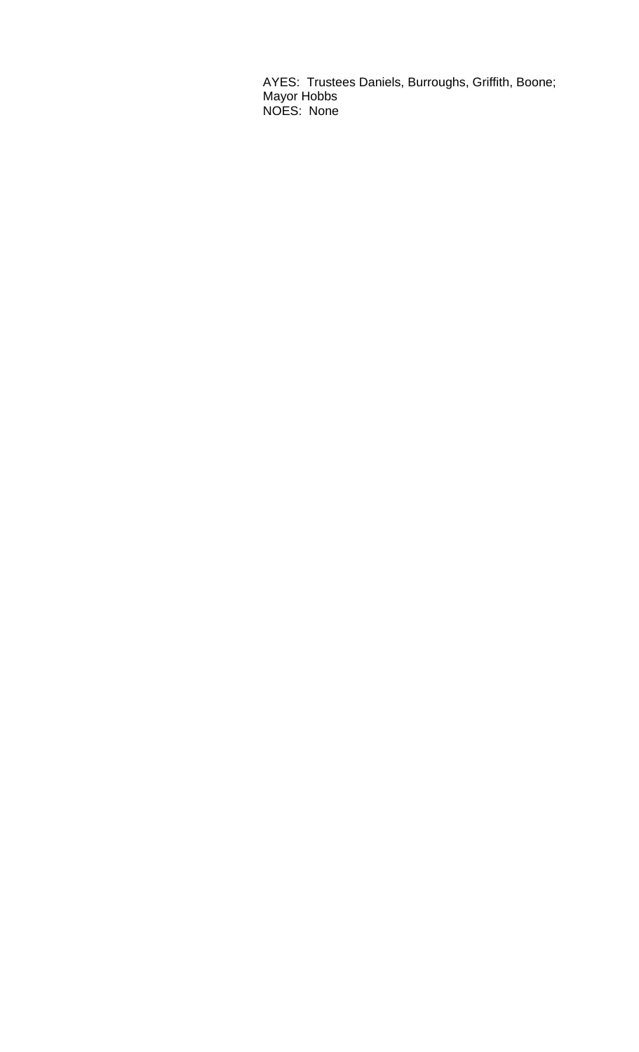AYES: Trustees Daniels, Burroughs, Griffith, Boone;
Mayor Hobbs
NOES: None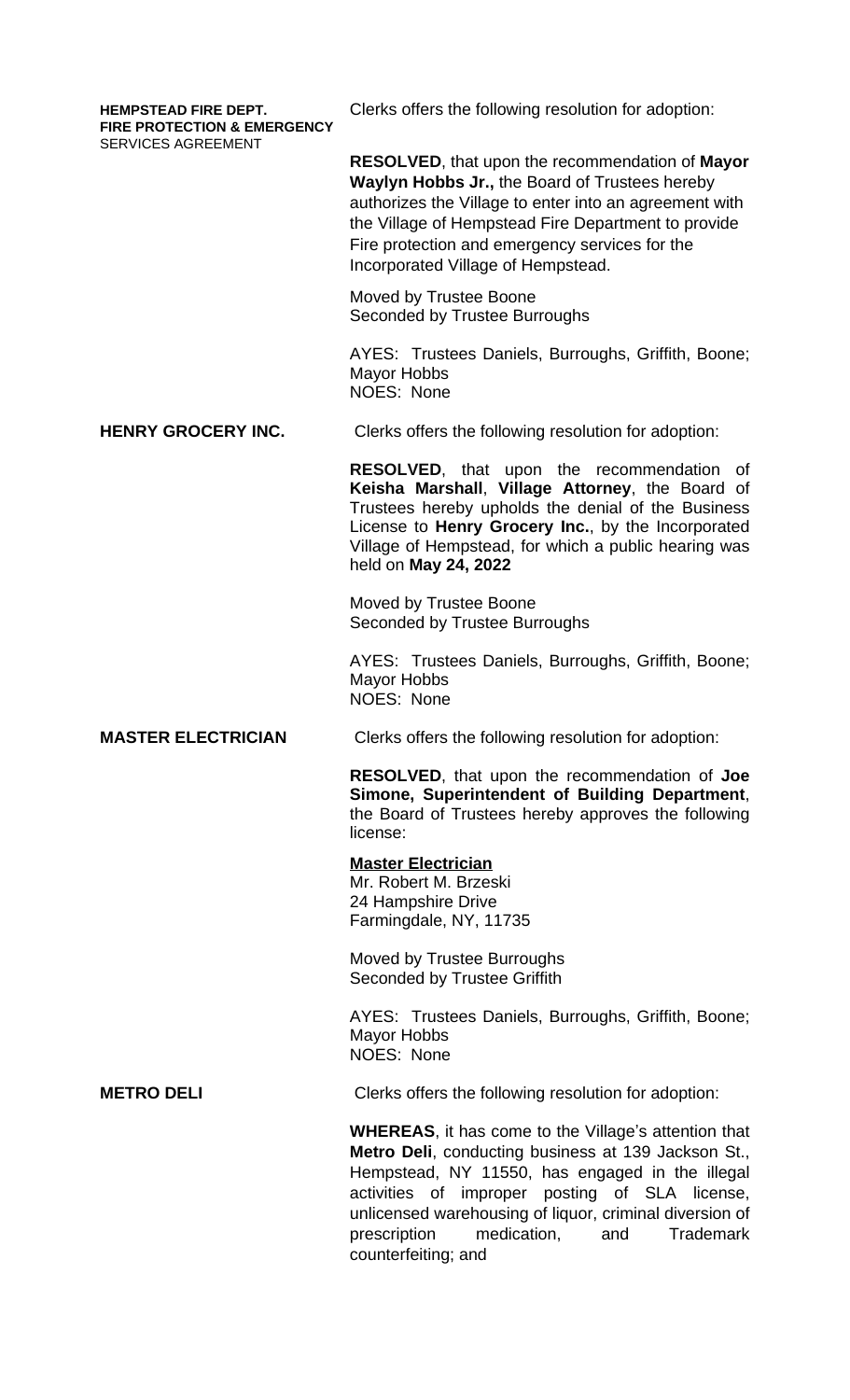**HEMPSTEAD FIRE DEPT. FIRE PROTECTION & EMERGENCY** SERVICES AGREEMENT

Clerks offers the following resolution for adoption:

**RESOLVED**, that upon the recommendation of **Mayor Waylyn Hobbs Jr.,** the Board of Trustees hereby authorizes the Village to enter into an agreement with the Village of Hempstead Fire Department to provide Fire protection and emergency services for the Incorporated Village of Hempstead.

Moved by Trustee Boone
Seconded by Trustee Burroughs

AYES: Trustees Daniels, Burroughs, Griffith, Boone; Mayor Hobbs
NOES: None

**HENRY GROCERY INC.**

Clerks offers the following resolution for adoption:

**RESOLVED**, that upon the recommendation of **Keisha Marshall**, **Village Attorney**, the Board of Trustees hereby upholds the denial of the Business License to **Henry Grocery Inc.**, by the Incorporated Village of Hempstead, for which a public hearing was held on **May 24, 2022**

Moved by Trustee Boone
Seconded by Trustee Burroughs

AYES: Trustees Daniels, Burroughs, Griffith, Boone; Mayor Hobbs
NOES: None

**MASTER ELECTRICIAN**

Clerks offers the following resolution for adoption:

**RESOLVED**, that upon the recommendation of **Joe Simone, Superintendent of Building Department**, the Board of Trustees hereby approves the following license:

**Master Electrician**
Mr. Robert M. Brzeski
24 Hampshire Drive
Farmingdale, NY, 11735

Moved by Trustee Burroughs
Seconded by Trustee Griffith

AYES: Trustees Daniels, Burroughs, Griffith, Boone; Mayor Hobbs
NOES: None

**METRO DELI**

Clerks offers the following resolution for adoption:

**WHEREAS**, it has come to the Village's attention that **Metro Deli**, conducting business at 139 Jackson St., Hempstead, NY 11550, has engaged in the illegal activities of improper posting of SLA license, unlicensed warehousing of liquor, criminal diversion of prescription medication, and Trademark counterfeiting; and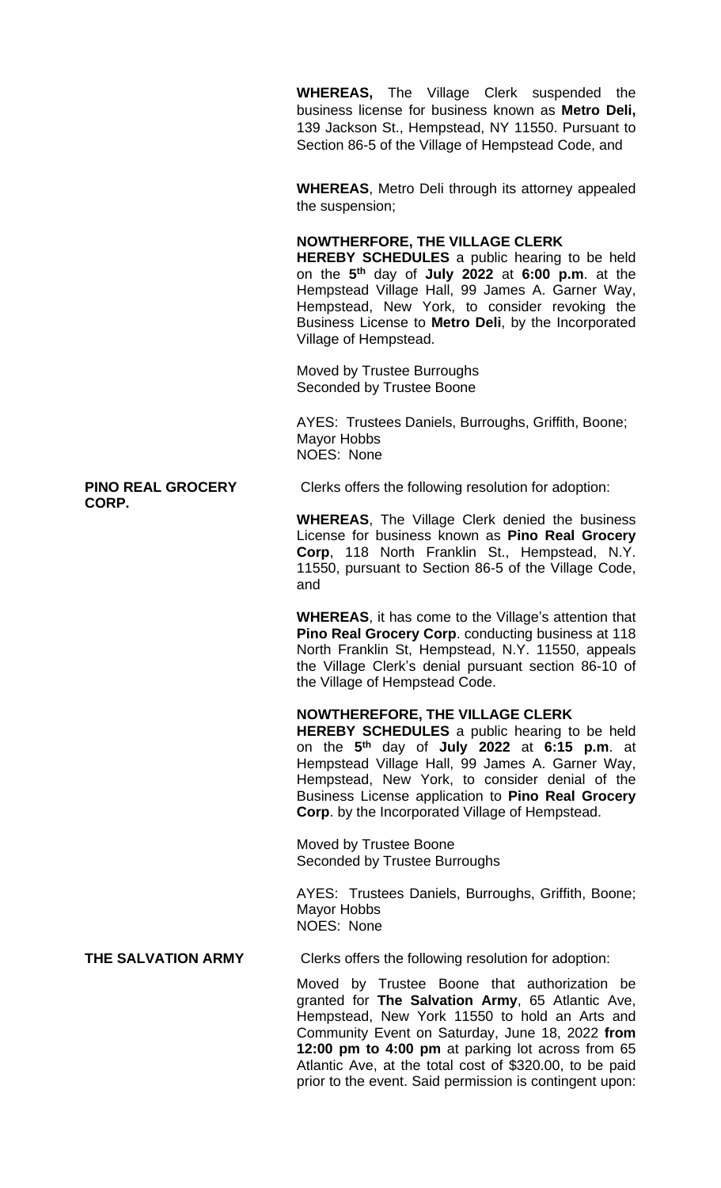**WHEREAS,** The Village Clerk suspended the business license for business known as **Metro Deli,** 139 Jackson St., Hempstead, NY 11550. Pursuant to Section 86-5 of the Village of Hempstead Code, and

**WHEREAS**, Metro Deli through its attorney appealed the suspension;

**NOWTHERFORE, THE VILLAGE CLERK HEREBY SCHEDULES** a public hearing to be held on the **5th** day of **July 2022** at **6:00 p.m**. at the Hempstead Village Hall, 99 James A. Garner Way, Hempstead, New York, to consider revoking the Business License to **Metro Deli**, by the Incorporated Village of Hempstead.

Moved by Trustee Burroughs
Seconded by Trustee Boone

AYES: Trustees Daniels, Burroughs, Griffith, Boone; Mayor Hobbs
NOES: None

**PINO REAL GROCERY CORP.**

Clerks offers the following resolution for adoption:

**WHEREAS**, The Village Clerk denied the business License for business known as **Pino Real Grocery Corp**, 118 North Franklin St., Hempstead, N.Y. 11550, pursuant to Section 86-5 of the Village Code, and

**WHEREAS**, it has come to the Village's attention that **Pino Real Grocery Corp**. conducting business at 118 North Franklin St, Hempstead, N.Y. 11550, appeals the Village Clerk's denial pursuant section 86-10 of the Village of Hempstead Code.

**NOWTHEREFORE, THE VILLAGE CLERK HEREBY SCHEDULES** a public hearing to be held on the **5th** day of **July 2022** at **6:15 p.m**. at Hempstead Village Hall, 99 James A. Garner Way, Hempstead, New York, to consider denial of the Business License application to **Pino Real Grocery Corp**. by the Incorporated Village of Hempstead.

Moved by Trustee Boone
Seconded by Trustee Burroughs

AYES: Trustees Daniels, Burroughs, Griffith, Boone; Mayor Hobbs
NOES: None

**THE SALVATION ARMY**

Clerks offers the following resolution for adoption:

Moved by Trustee Boone that authorization be granted for **The Salvation Army**, 65 Atlantic Ave, Hempstead, New York 11550 to hold an Arts and Community Event on Saturday, June 18, 2022 **from 12:00 pm to 4:00 pm** at parking lot across from 65 Atlantic Ave, at the total cost of $320.00, to be paid prior to the event. Said permission is contingent upon: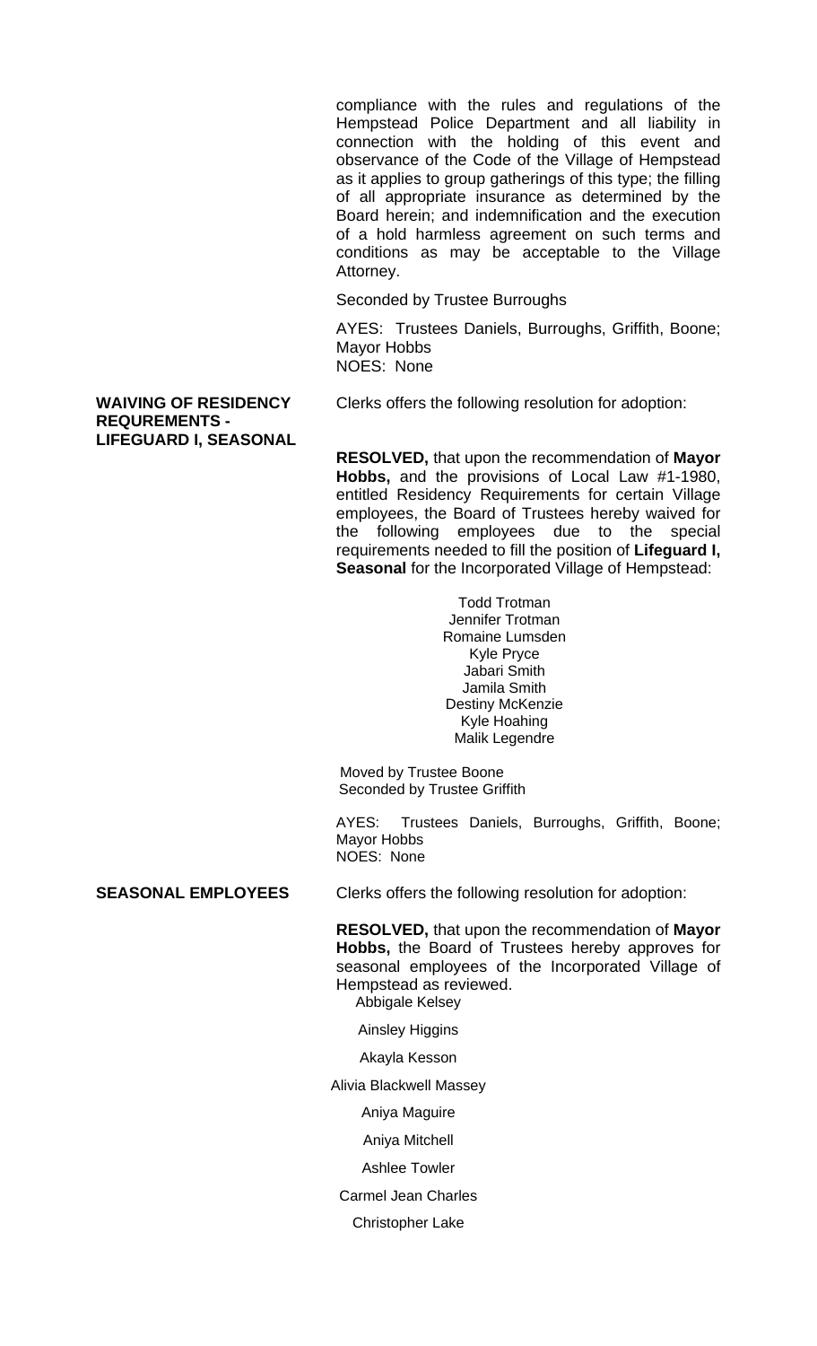compliance with the rules and regulations of the Hempstead Police Department and all liability in connection with the holding of this event and observance of the Code of the Village of Hempstead as it applies to group gatherings of this type; the filling of all appropriate insurance as determined by the Board herein; and indemnification and the execution of a hold harmless agreement on such terms and conditions as may be acceptable to the Village Attorney.

Seconded by Trustee Burroughs

AYES: Trustees Daniels, Burroughs, Griffith, Boone; Mayor Hobbs
NOES: None

**WAIVING OF RESIDENCY REQUREMENTS - LIFEGUARD I, SEASONAL**

Clerks offers the following resolution for adoption:

**RESOLVED,** that upon the recommendation of **Mayor Hobbs,** and the provisions of Local Law #1-1980, entitled Residency Requirements for certain Village employees, the Board of Trustees hereby waived for the following employees due to the special requirements needed to fill the position of **Lifeguard I, Seasonal** for the Incorporated Village of Hempstead:

Todd Trotman
Jennifer Trotman
Romaine Lumsden
Kyle Pryce
Jabari Smith
Jamila Smith
Destiny McKenzie
Kyle Hoahing
Malik Legendre

Moved by Trustee Boone
Seconded by Trustee Griffith

AYES: Trustees Daniels, Burroughs, Griffith, Boone; Mayor Hobbs
NOES: None

**SEASONAL EMPLOYEES**

Clerks offers the following resolution for adoption:

**RESOLVED,** that upon the recommendation of **Mayor Hobbs,** the Board of Trustees hereby approves for seasonal employees of the Incorporated Village of Hempstead as reviewed.

Abbigale Kelsey

Ainsley Higgins

Akayla Kesson

Alivia Blackwell Massey

Aniya Maguire

Aniya Mitchell

Ashlee Towler

Carmel Jean Charles

Christopher Lake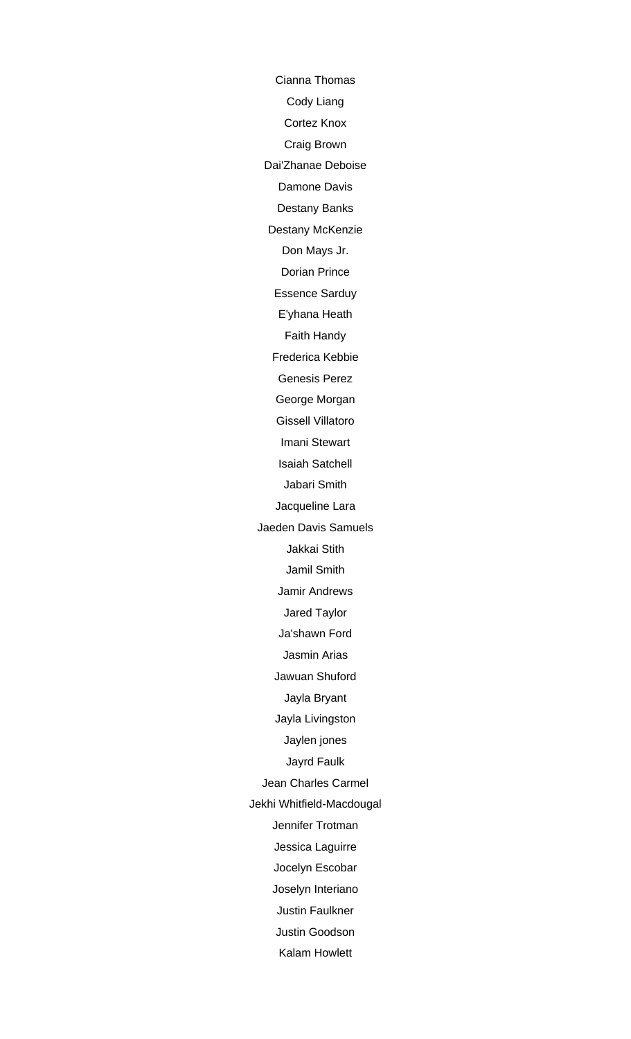Cianna Thomas

Cody Liang

Cortez Knox

Craig Brown

Dai'Zhanae Deboise

Damone Davis

Destany Banks

Destany McKenzie

Don Mays Jr.

Dorian Prince

Essence Sarduy

E'yhana Heath

Faith Handy

Frederica Kebbie

Genesis Perez

George Morgan

Gissell Villatoro

Imani Stewart

Isaiah Satchell

Jabari Smith

Jacqueline Lara

Jaeden Davis Samuels

Jakkai Stith

Jamil Smith

Jamir Andrews

Jared Taylor

Ja'shawn Ford

Jasmin Arias

Jawuan Shuford

Jayla Bryant

Jayla Livingston

Jaylen jones

Jayrd Faulk

Jean Charles Carmel

Jekhi Whitfield-Macdougal

Jennifer Trotman

Jessica Laguirre

Jocelyn Escobar

Joselyn Interiano

Justin Faulkner

Justin Goodson

Kalam Howlett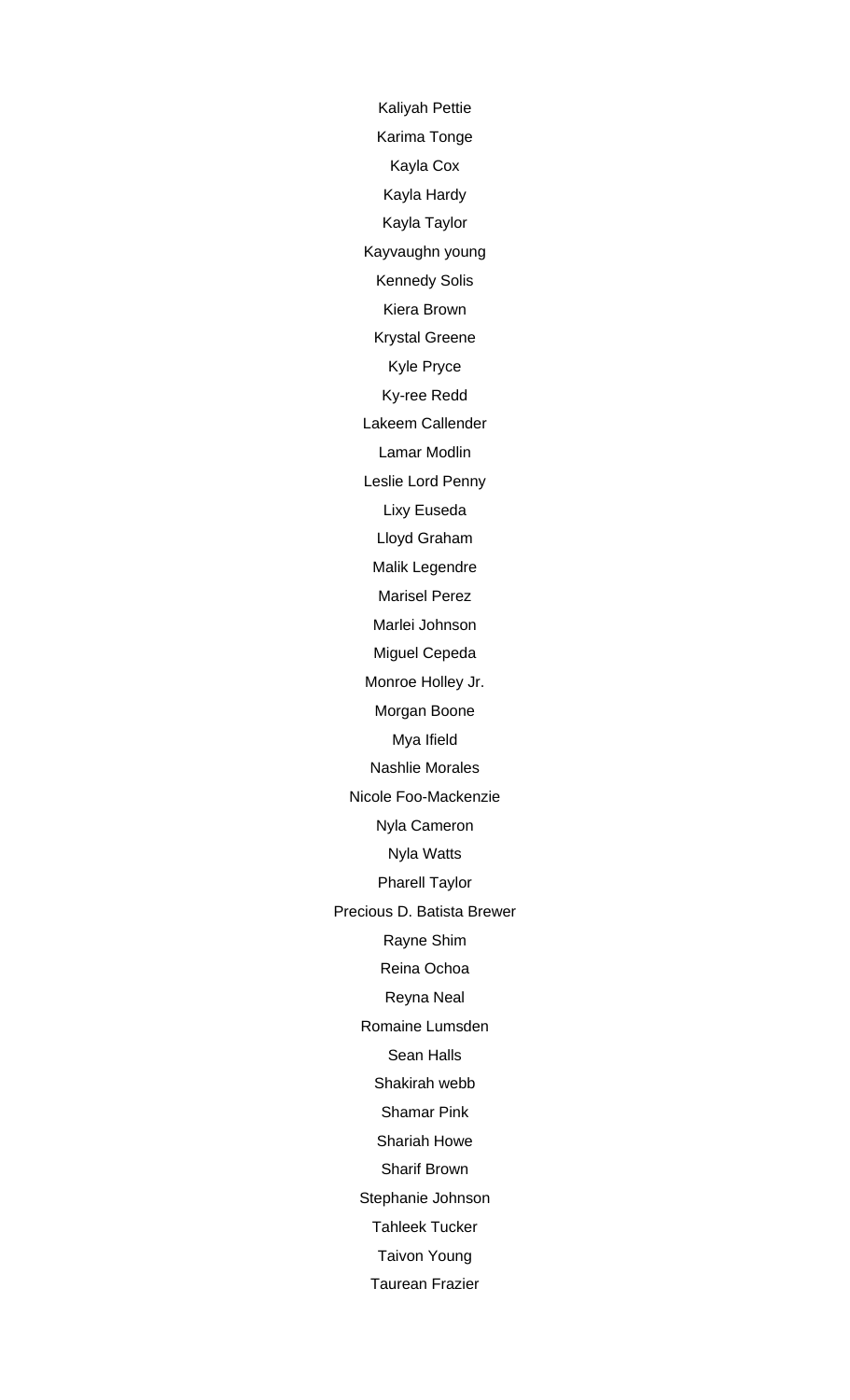Kaliyah Pettie

Karima Tonge

Kayla Cox

Kayla Hardy

Kayla Taylor

Kayvaughn young

Kennedy Solis

Kiera Brown

Krystal Greene

Kyle Pryce

Ky-ree Redd

Lakeem Callender

Lamar Modlin

Leslie Lord Penny

Lixy Euseda

Lloyd Graham

Malik Legendre

Marisel Perez

Marlei Johnson

Miguel Cepeda

Monroe Holley Jr.

Morgan Boone

Mya Ifield

Nashlie Morales

Nicole Foo-Mackenzie

Nyla Cameron

Nyla Watts

Pharell Taylor

Precious D. Batista Brewer

Rayne Shim

Reina Ochoa

Reyna Neal

Romaine Lumsden

Sean Halls

Shakirah webb

Shamar Pink

Shariah Howe

Sharif Brown

Stephanie Johnson

Tahleek Tucker

Taivon Young

Taurean Frazier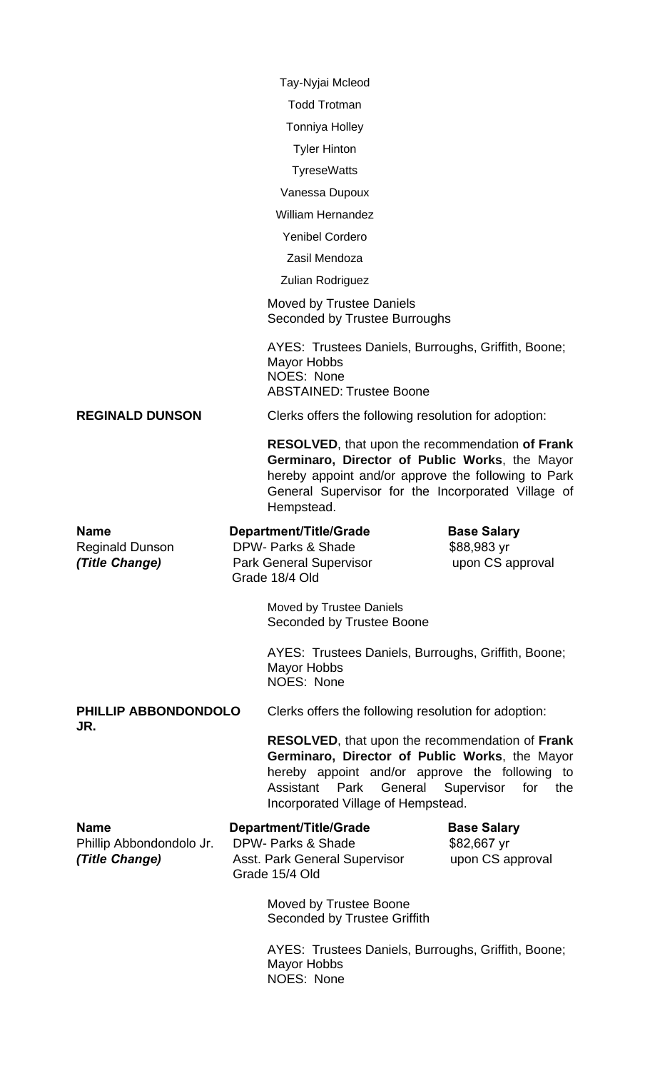Tay-Nyjai Mcleod

Todd Trotman

Tonniya Holley

Tyler Hinton

TyreseWatts

Vanessa Dupoux

William Hernandez

Yenibel Cordero

Zasil Mendoza

Zulian Rodriguez

Moved by Trustee Daniels
Seconded by Trustee Burroughs

AYES: Trustees Daniels, Burroughs, Griffith, Boone; Mayor Hobbs
NOES: None
ABSTAINED: Trustee Boone

**REGINALD DUNSON**

Clerks offers the following resolution for adoption:

**RESOLVED**, that upon the recommendation **of Frank Germinaro, Director of Public Works**, the Mayor hereby appoint and/or approve the following to Park General Supervisor for the Incorporated Village of Hempstead.

| **Name** | **Department/Title/Grade** | **Base Salary** |
|---|---|---|
| Reginald Dunson | DPW- Parks & Shade | $88,983 yr |
| ***(Title Change)*** | Park General Supervisor | upon CS approval |
| | Grade 18/4 Old | |

Moved by Trustee Daniels
Seconded by Trustee Boone

AYES: Trustees Daniels, Burroughs, Griffith, Boone; Mayor Hobbs
NOES: None

**PHILLIP ABBONDONDOLO JR.**

Clerks offers the following resolution for adoption:

**RESOLVED**, that upon the recommendation of **Frank Germinaro, Director of Public Works**, the Mayor hereby appoint and/or approve the following to Assistant Park General Supervisor for the Incorporated Village of Hempstead.

| **Name** | **Department/Title/Grade** | **Base Salary** |
|---|---|---|
| Phillip Abbondondolo Jr. | DPW- Parks & Shade | $82,667 yr |
| ***(Title Change)*** | Asst. Park General Supervisor | upon CS approval |
| | Grade 15/4 Old | |

Moved by Trustee Boone
Seconded by Trustee Griffith

AYES: Trustees Daniels, Burroughs, Griffith, Boone; Mayor Hobbs
NOES: None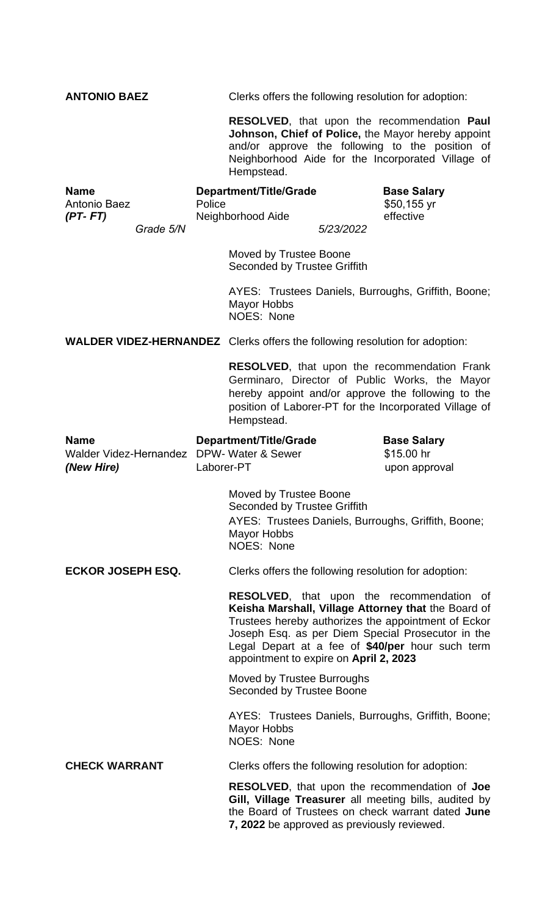**ANTONIO BAEZ** Clerks offers the following resolution for adoption:

**RESOLVED**, that upon the recommendation **Paul Johnson, Chief of Police,** the Mayor hereby appoint and/or approve the following to the position of Neighborhood Aide for the Incorporated Village of Hempstead.

| Name | Department/Title/Grade | Base Salary |
|---|---|---|
| Antonio Baez | Police | $50,155 yr |
| ***(PT- FT)*** | Neighborhood Aide | effective |
| *Grade 5/N* | *5/23/2022* | |

Moved by Trustee Boone
Seconded by Trustee Griffith

AYES: Trustees Daniels, Burroughs, Griffith, Boone; Mayor Hobbs
NOES: None

**WALDER VIDEZ-HERNANDEZ** Clerks offers the following resolution for adoption:

**RESOLVED**, that upon the recommendation Frank Germinaro, Director of Public Works, the Mayor hereby appoint and/or approve the following to the position of Laborer-PT for the Incorporated Village of Hempstead.

| Name | Department/Title/Grade | Base Salary |
|---|---|---|
| Walder Videz-Hernandez | DPW- Water & Sewer | $15.00 hr |
| ***(New Hire)*** | Laborer-PT | upon approval |

Moved by Trustee Boone
Seconded by Trustee Griffith
AYES: Trustees Daniels, Burroughs, Griffith, Boone; Mayor Hobbs
NOES: None

**ECKOR JOSEPH ESQ.** Clerks offers the following resolution for adoption:

**RESOLVED**, that upon the recommendation of **Keisha Marshall, Village Attorney that** the Board of Trustees hereby authorizes the appointment of Eckor Joseph Esq. as per Diem Special Prosecutor in the Legal Depart at a fee of **$40/per** hour such term appointment to expire on **April 2, 2023**

Moved by Trustee Burroughs
Seconded by Trustee Boone

AYES: Trustees Daniels, Burroughs, Griffith, Boone; Mayor Hobbs
NOES: None

**CHECK WARRANT** Clerks offers the following resolution for adoption:

**RESOLVED**, that upon the recommendation of **Joe Gill, Village Treasurer** all meeting bills, audited by the Board of Trustees on check warrant dated **June 7, 2022** be approved as previously reviewed.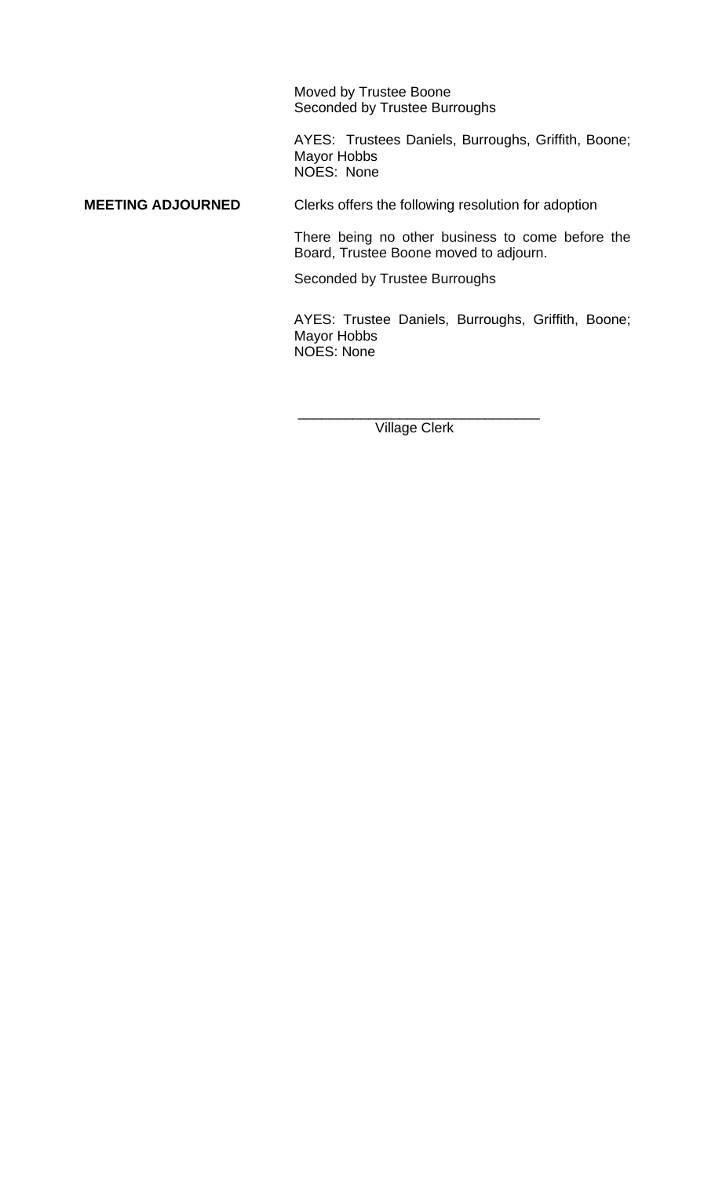Moved by Trustee Boone
Seconded by Trustee Burroughs

AYES: Trustees Daniels, Burroughs, Griffith, Boone; Mayor Hobbs
NOES: None

**MEETING ADJOURNED**

Clerks offers the following resolution for adoption

There being no other business to come before the Board, Trustee Boone moved to adjourn.

Seconded by Trustee Burroughs

AYES: Trustee Daniels, Burroughs, Griffith, Boone; Mayor Hobbs
NOES: None

\_\_\_\_\_\_\_\_\_\_\_\_\_\_\_\_\_\_\_\_\_\_\_\_\_\_\_\_\_\_\_
Village Clerk